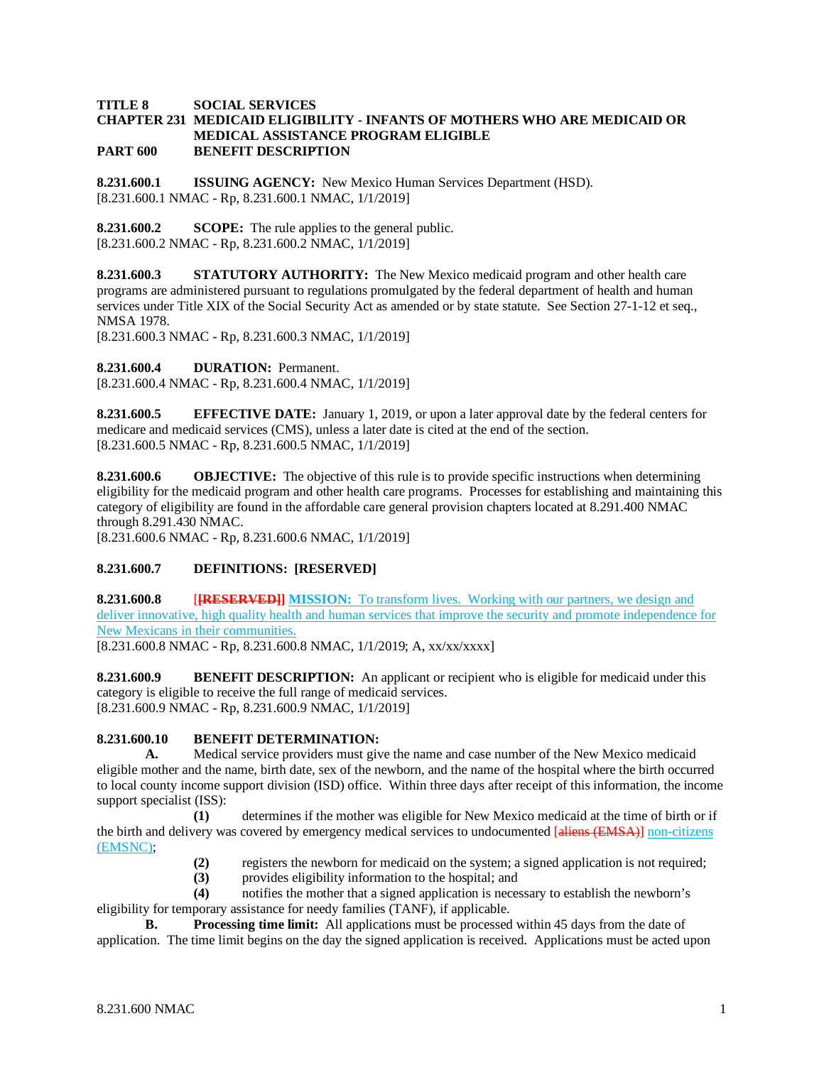**TITLE 8 SOCIAL SERVICES**
**CHAPTER 231 MEDICAID ELIGIBILITY - INFANTS OF MOTHERS WHO ARE MEDICAID OR MEDICAL ASSISTANCE PROGRAM ELIGIBLE**
**PART 600 BENEFIT DESCRIPTION**

**8.231.600.1 ISSUING AGENCY:** New Mexico Human Services Department (HSD).
[8.231.600.1 NMAC - Rp, 8.231.600.1 NMAC, 1/1/2019]

**8.231.600.2 SCOPE:** The rule applies to the general public.
[8.231.600.2 NMAC - Rp, 8.231.600.2 NMAC, 1/1/2019]

**8.231.600.3 STATUTORY AUTHORITY:** The New Mexico medicaid program and other health care programs are administered pursuant to regulations promulgated by the federal department of health and human services under Title XIX of the Social Security Act as amended or by state statute. See Section 27-1-12 et seq., NMSA 1978.
[8.231.600.3 NMAC - Rp, 8.231.600.3 NMAC, 1/1/2019]

**8.231.600.4 DURATION:** Permanent.
[8.231.600.4 NMAC - Rp, 8.231.600.4 NMAC, 1/1/2019]

**8.231.600.5 EFFECTIVE DATE:** January 1, 2019, or upon a later approval date by the federal centers for medicare and medicaid services (CMS), unless a later date is cited at the end of the section.
[8.231.600.5 NMAC - Rp, 8.231.600.5 NMAC, 1/1/2019]

**8.231.600.6 OBJECTIVE:** The objective of this rule is to provide specific instructions when determining eligibility for the medicaid program and other health care programs. Processes for establishing and maintaining this category of eligibility are found in the affordable care general provision chapters located at 8.291.400 NMAC through 8.291.430 NMAC.
[8.231.600.6 NMAC - Rp, 8.231.600.6 NMAC, 1/1/2019]

**8.231.600.7 DEFINITIONS: [RESERVED]**

**8.231.600.8** [~~**[RESERVED]**~~] **MISSION:** To transform lives. Working with our partners, we design and deliver innovative, high quality health and human services that improve the security and promote independence for New Mexicans in their communities.
[8.231.600.8 NMAC - Rp, 8.231.600.8 NMAC, 1/1/2019; A, xx/xx/xxxx]

**8.231.600.9 BENEFIT DESCRIPTION:** An applicant or recipient who is eligible for medicaid under this category is eligible to receive the full range of medicaid services.
[8.231.600.9 NMAC - Rp, 8.231.600.9 NMAC, 1/1/2019]

**8.231.600.10 BENEFIT DETERMINATION:**

**A.** Medical service providers must give the name and case number of the New Mexico medicaid eligible mother and the name, birth date, sex of the newborn, and the name of the hospital where the birth occurred to local county income support division (ISD) office. Within three days after receipt of this information, the income support specialist (ISS):

**(1)** determines if the mother was eligible for New Mexico medicaid at the time of birth or if the birth and delivery was covered by emergency medical services to undocumented [~~aliens (EMSA)~~] non-citizens (EMSNC);

**(2)** registers the newborn for medicaid on the system; a signed application is not required;

**(3)** provides eligibility information to the hospital; and

**(4)** notifies the mother that a signed application is necessary to establish the newborn's eligibility for temporary assistance for needy families (TANF), if applicable.

**B. Processing time limit:** All applications must be processed within 45 days from the date of application. The time limit begins on the day the signed application is received. Applications must be acted upon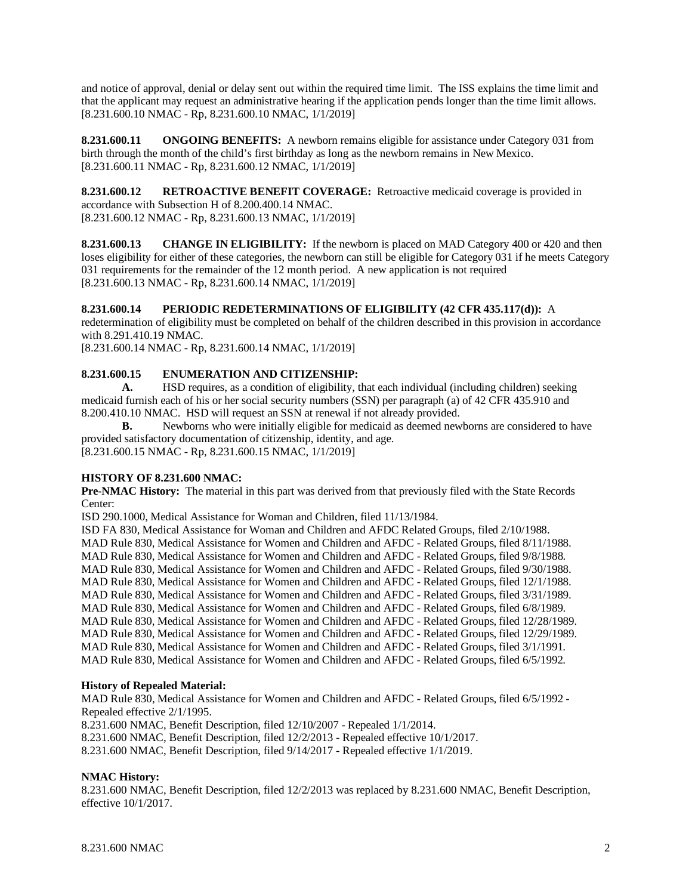and notice of approval, denial or delay sent out within the required time limit. The ISS explains the time limit and that the applicant may request an administrative hearing if the application pends longer than the time limit allows.
[8.231.600.10 NMAC - Rp, 8.231.600.10 NMAC, 1/1/2019]

**8.231.600.11 ONGOING BENEFITS:** A newborn remains eligible for assistance under Category 031 from birth through the month of the child's first birthday as long as the newborn remains in New Mexico.
[8.231.600.11 NMAC - Rp, 8.231.600.12 NMAC, 1/1/2019]

**8.231.600.12 RETROACTIVE BENEFIT COVERAGE:** Retroactive medicaid coverage is provided in accordance with Subsection H of 8.200.400.14 NMAC.
[8.231.600.12 NMAC - Rp, 8.231.600.13 NMAC, 1/1/2019]

**8.231.600.13 CHANGE IN ELIGIBILITY:** If the newborn is placed on MAD Category 400 or 420 and then loses eligibility for either of these categories, the newborn can still be eligible for Category 031 if he meets Category 031 requirements for the remainder of the 12 month period. A new application is not required
[8.231.600.13 NMAC - Rp, 8.231.600.14 NMAC, 1/1/2019]

**8.231.600.14 PERIODIC REDETERMINATIONS OF ELIGIBILITY (42 CFR 435.117(d)):** A redetermination of eligibility must be completed on behalf of the children described in this provision in accordance with 8.291.410.19 NMAC.
[8.231.600.14 NMAC - Rp, 8.231.600.14 NMAC, 1/1/2019]

**8.231.600.15 ENUMERATION AND CITIZENSHIP:**

**A.** HSD requires, as a condition of eligibility, that each individual (including children) seeking medicaid furnish each of his or her social security numbers (SSN) per paragraph (a) of 42 CFR 435.910 and 8.200.410.10 NMAC. HSD will request an SSN at renewal if not already provided.

**B.** Newborns who were initially eligible for medicaid as deemed newborns are considered to have provided satisfactory documentation of citizenship, identity, and age.
[8.231.600.15 NMAC - Rp, 8.231.600.15 NMAC, 1/1/2019]

**HISTORY OF 8.231.600 NMAC:**

**Pre-NMAC History:** The material in this part was derived from that previously filed with the State Records Center:
ISD 290.1000, Medical Assistance for Woman and Children, filed 11/13/1984.
ISD FA 830, Medical Assistance for Woman and Children and AFDC Related Groups, filed 2/10/1988.
MAD Rule 830, Medical Assistance for Women and Children and AFDC - Related Groups, filed 8/11/1988.
MAD Rule 830, Medical Assistance for Women and Children and AFDC - Related Groups, filed 9/8/1988.
MAD Rule 830, Medical Assistance for Women and Children and AFDC - Related Groups, filed 9/30/1988.
MAD Rule 830, Medical Assistance for Women and Children and AFDC - Related Groups, filed 12/1/1988.
MAD Rule 830, Medical Assistance for Women and Children and AFDC - Related Groups, filed 3/31/1989.
MAD Rule 830, Medical Assistance for Women and Children and AFDC - Related Groups, filed 6/8/1989.
MAD Rule 830, Medical Assistance for Women and Children and AFDC - Related Groups, filed 12/28/1989.
MAD Rule 830, Medical Assistance for Women and Children and AFDC - Related Groups, filed 12/29/1989.
MAD Rule 830, Medical Assistance for Women and Children and AFDC - Related Groups, filed 3/1/1991.
MAD Rule 830, Medical Assistance for Women and Children and AFDC - Related Groups, filed 6/5/1992.

**History of Repealed Material:**
MAD Rule 830, Medical Assistance for Women and Children and AFDC - Related Groups, filed 6/5/1992 - Repealed effective 2/1/1995.
8.231.600 NMAC, Benefit Description, filed 12/10/2007 - Repealed 1/1/2014.
8.231.600 NMAC, Benefit Description, filed 12/2/2013 - Repealed effective 10/1/2017.
8.231.600 NMAC, Benefit Description, filed 9/14/2017 - Repealed effective 1/1/2019.

**NMAC History:**
8.231.600 NMAC, Benefit Description, filed 12/2/2013 was replaced by 8.231.600 NMAC, Benefit Description, effective 10/1/2017.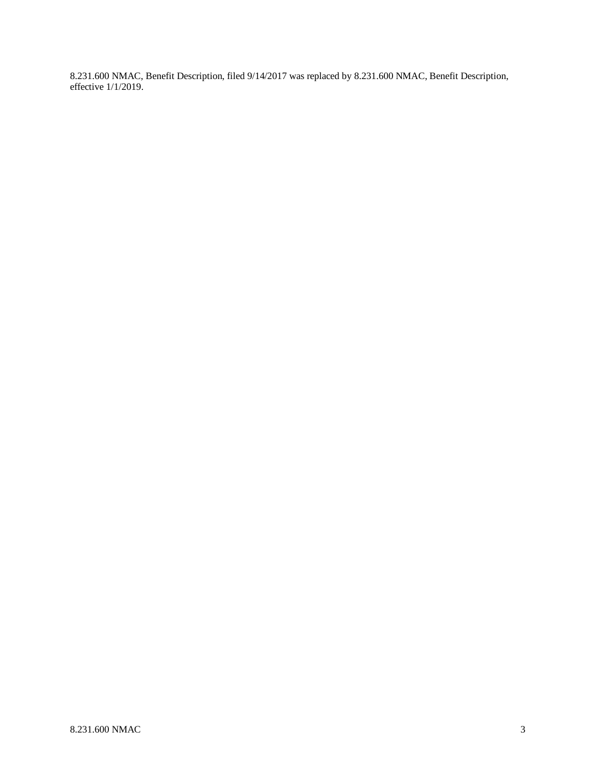8.231.600 NMAC, Benefit Description, filed 9/14/2017 was replaced by 8.231.600 NMAC, Benefit Description, effective 1/1/2019.